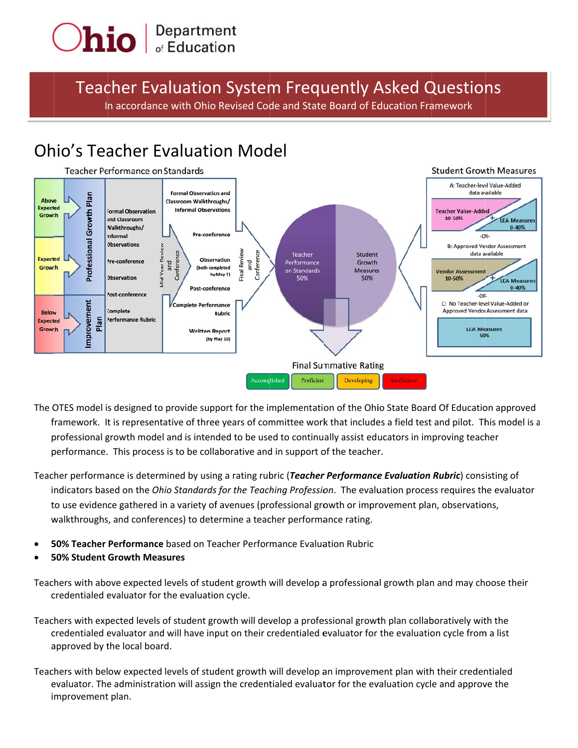# Ohio Department of Education

## Teacher Evaluation System Frequently Asked Questions

In accordance with Ohio Revised Code and State Board of Education Framework

## Ohio's Teacher Evaluation Model

Teacher Performance on Standards

Above Expected Growth — Professional Growth Plan
Expected Growth — Professional Growth Plan
Below Expected Growth — Improvement Plan

Formal Observation and Classroom Walkthroughs/ Informal Observations
Pre-conference
Observation
Post-conference
Complete Performance Rubric

Mid Year Review and Conference

Formal Observation and Classroom Walkthroughs/ Informal Observations
Pre-conference
Observation (both completed by May 1)
Post-conference
Complete Performance Rubric
Written Report (by May 10)

Final Review and Conference

Teacher Performance on Standards 50%
Student Growth Measures 50%

Student Growth Measures

A: Teacher-level Value-Added data available
Teacher Value-Added 10-50% + LEA Measures 0-40%
-OR-
B: Approved Vendor Assessment data available
Vendor Assessment 10-50% + LEA Measures 0-40%
-OR-
C: No Teacher-level Value-Added or Approved Vendor Assessment data
LEA Measures 50%

Final Summative Rating

Accomplished | Proficient | Developing | Ineffective

The OTES model is designed to provide support for the implementation of the Ohio State Board Of Education approved framework. It is representative of three years of committee work that includes a field test and pilot. This model is a professional growth model and is intended to be used to continually assist educators in improving teacher performance. This process is to be collaborative and in support of the teacher.

Teacher performance is determined by using a rating rubric (***Teacher Performance Evaluation Rubric***) consisting of indicators based on the *Ohio Standards for the Teaching Profession*. The evaluation process requires the evaluator to use evidence gathered in a variety of avenues (professional growth or improvement plan, observations, walkthroughs, and conferences) to determine a teacher performance rating.

- **50% Teacher Performance** based on Teacher Performance Evaluation Rubric
- **50% Student Growth Measures**

Teachers with above expected levels of student growth will develop a professional growth plan and may choose their credentialed evaluator for the evaluation cycle.

Teachers with expected levels of student growth will develop a professional growth plan collaboratively with the credentialed evaluator and will have input on their credentialed evaluator for the evaluation cycle from a list approved by the local board.

Teachers with below expected levels of student growth will develop an improvement plan with their credentialed evaluator. The administration will assign the credentialed evaluator for the evaluation cycle and approve the improvement plan.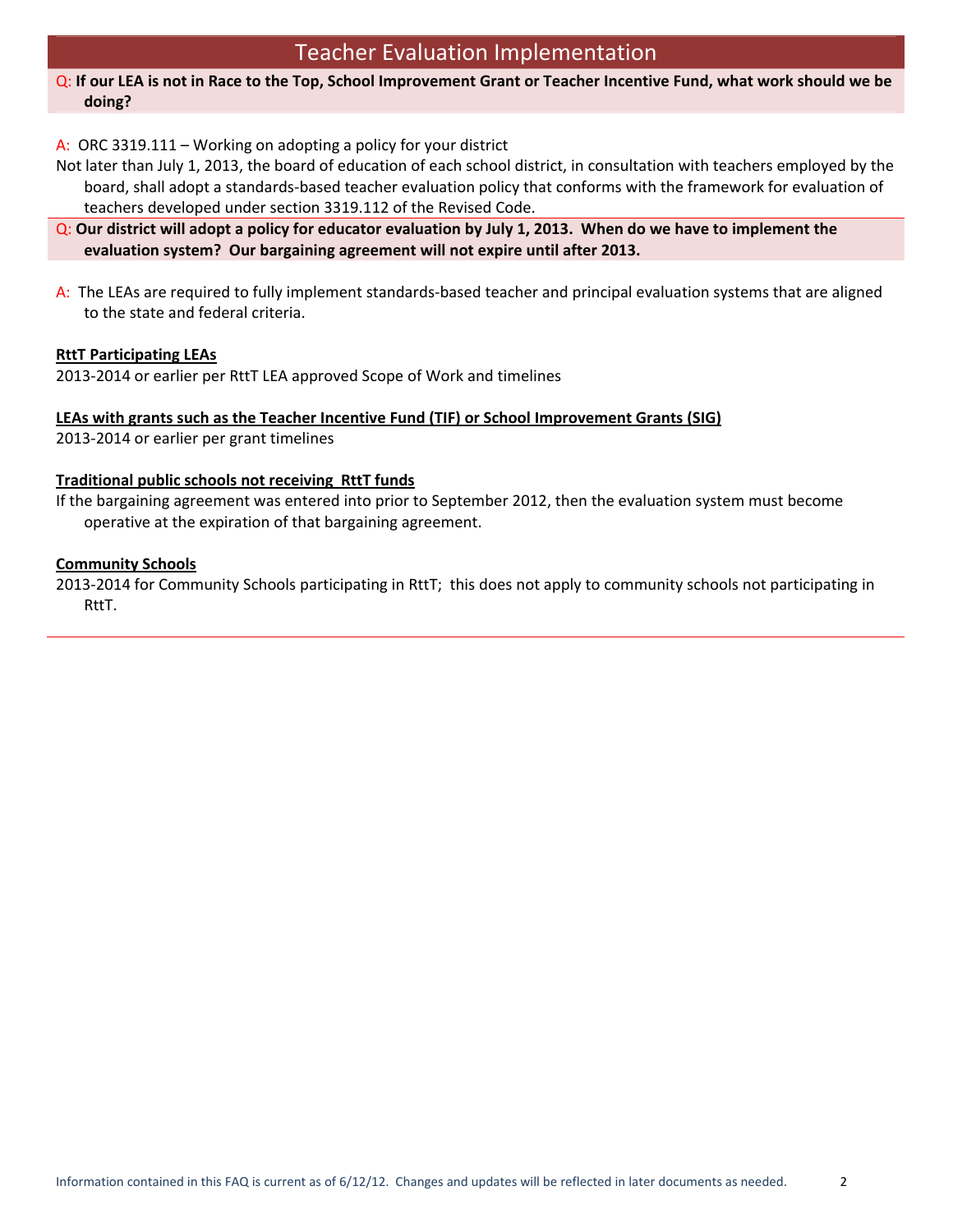## Teacher Evaluation Implementation

Q: **If our LEA is not in Race to the Top, School Improvement Grant or Teacher Incentive Fund, what work should we be doing?**

A: ORC 3319.111 – Working on adopting a policy for your district

Not later than July 1, 2013, the board of education of each school district, in consultation with teachers employed by the board, shall adopt a standards-based teacher evaluation policy that conforms with the framework for evaluation of teachers developed under section 3319.112 of the Revised Code.

Q: **Our district will adopt a policy for educator evaluation by July 1, 2013. When do we have to implement the evaluation system? Our bargaining agreement will not expire until after 2013.**

A: The LEAs are required to fully implement standards-based teacher and principal evaluation systems that are aligned to the state and federal criteria.

**RttT Participating LEAs**

2013-2014 or earlier per RttT LEA approved Scope of Work and timelines

**LEAs with grants such as the Teacher Incentive Fund (TIF) or School Improvement Grants (SIG)**

2013-2014 or earlier per grant timelines

**Traditional public schools not receiving RttT funds**

If the bargaining agreement was entered into prior to September 2012, then the evaluation system must become operative at the expiration of that bargaining agreement.

**Community Schools**

2013-2014 for Community Schools participating in RttT; this does not apply to community schools not participating in RttT.

Information contained in this FAQ is current as of 6/12/12. Changes and updates will be reflected in later documents as needed.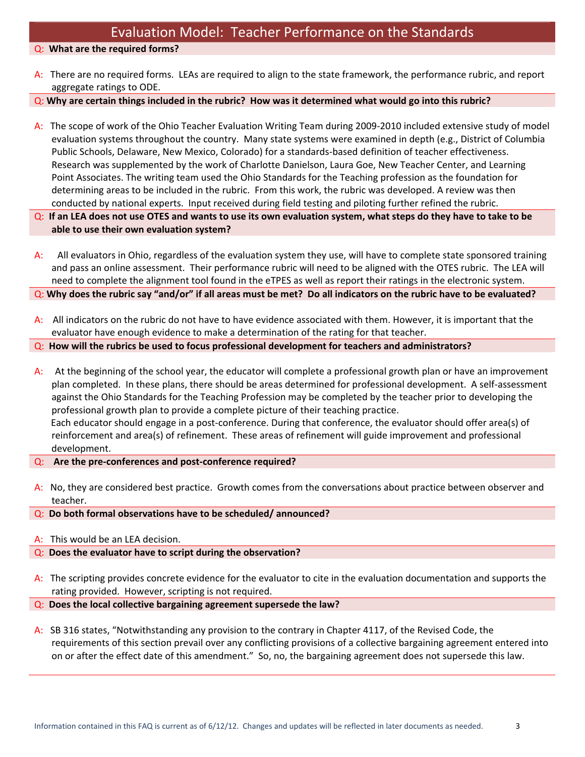# Evaluation Model: Teacher Performance on the Standards

**Q: What are the required forms?**

A: There are no required forms. LEAs are required to align to the state framework, the performance rubric, and report aggregate ratings to ODE.

**Q: Why are certain things included in the rubric? How was it determined what would go into this rubric?**

A: The scope of work of the Ohio Teacher Evaluation Writing Team during 2009-2010 included extensive study of model evaluation systems throughout the country. Many state systems were examined in depth (e.g., District of Columbia Public Schools, Delaware, New Mexico, Colorado) for a standards-based definition of teacher effectiveness. Research was supplemented by the work of Charlotte Danielson, Laura Goe, New Teacher Center, and Learning Point Associates. The writing team used the Ohio Standards for the Teaching profession as the foundation for determining areas to be included in the rubric. From this work, the rubric was developed. A review was then conducted by national experts. Input received during field testing and piloting further refined the rubric.

**Q: If an LEA does not use OTES and wants to use its own evaluation system, what steps do they have to take to be able to use their own evaluation system?**

A: All evaluators in Ohio, regardless of the evaluation system they use, will have to complete state sponsored training and pass an online assessment. Their performance rubric will need to be aligned with the OTES rubric. The LEA will need to complete the alignment tool found in the eTPES as well as report their ratings in the electronic system.

**Q: Why does the rubric say "and/or" if all areas must be met? Do all indicators on the rubric have to be evaluated?**

A: All indicators on the rubric do not have to have evidence associated with them. However, it is important that the evaluator have enough evidence to make a determination of the rating for that teacher.

**Q: How will the rubrics be used to focus professional development for teachers and administrators?**

A: At the beginning of the school year, the educator will complete a professional growth plan or have an improvement plan completed. In these plans, there should be areas determined for professional development. A self-assessment against the Ohio Standards for the Teaching Profession may be completed by the teacher prior to developing the professional growth plan to provide a complete picture of their teaching practice.

Each educator should engage in a post-conference. During that conference, the evaluator should offer area(s) of reinforcement and area(s) of refinement. These areas of refinement will guide improvement and professional development.

**Q: Are the pre-conferences and post-conference required?**

A: No, they are considered best practice. Growth comes from the conversations about practice between observer and teacher.

**Q: Do both formal observations have to be scheduled/ announced?**

A: This would be an LEA decision.

**Q: Does the evaluator have to script during the observation?**

A: The scripting provides concrete evidence for the evaluator to cite in the evaluation documentation and supports the rating provided. However, scripting is not required.

**Q: Does the local collective bargaining agreement supersede the law?**

A: SB 316 states, "Notwithstanding any provision to the contrary in Chapter 4117, of the Revised Code, the requirements of this section prevail over any conflicting provisions of a collective bargaining agreement entered into on or after the effect date of this amendment." So, no, the bargaining agreement does not supersede this law.

Information contained in this FAQ is current as of 6/12/12. Changes and updates will be reflected in later documents as needed.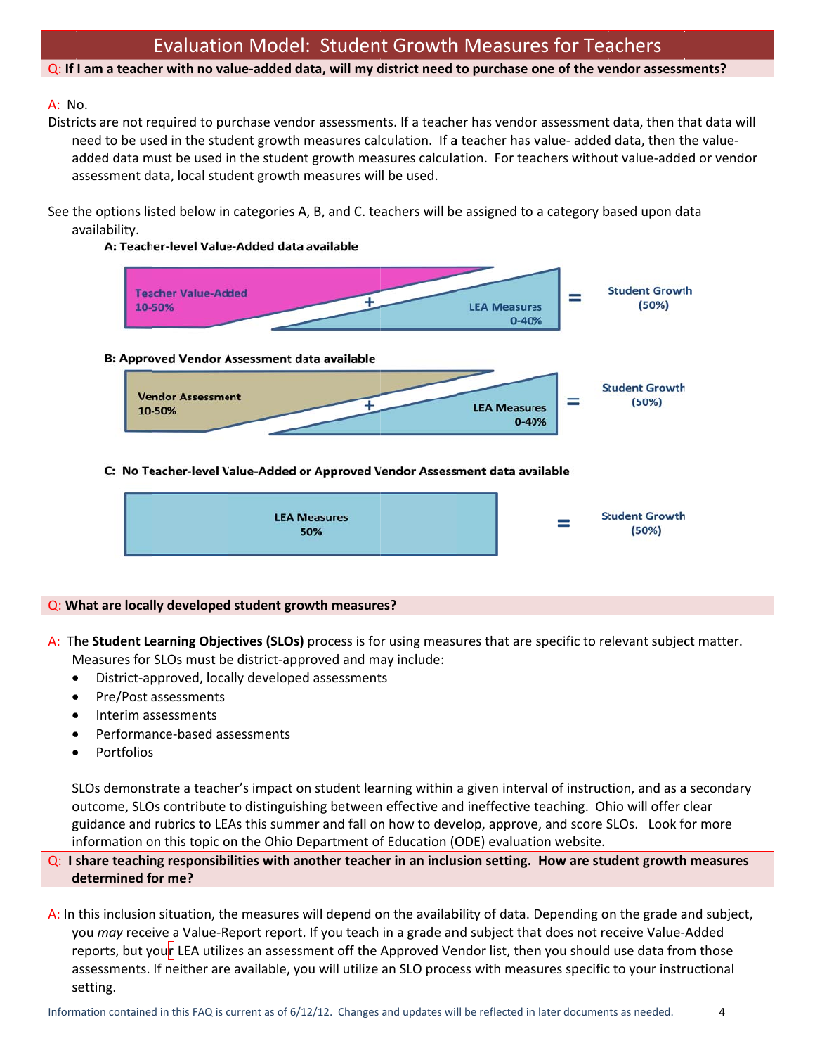# Evaluation Model: Student Growth Measures for Teachers

**Q: If I am a teacher with no value-added data, will my district need to purchase one of the vendor assessments?**

A: No.

Districts are not required to purchase vendor assessments. If a teacher has vendor assessment data, then that data will need to be used in the student growth measures calculation. If a teacher has value- added data, then the value-added data must be used in the student growth measures calculation. For teachers without value-added or vendor assessment data, local student growth measures will be used.

See the options listed below in categories A, B, and C. teachers will be assigned to a category based upon data availability.

**A: Teacher-level Value-Added data available**

Teacher Value-Added 10-50% + LEA Measures 0-40% = Student Growth (50%)

**B: Approved Vendor Assessment data available**

Vendor Assessment 10-50% + LEA Measures 0-40% = Student Growth (50%)

**C: No Teacher-level Value-Added or Approved Vendor Assessment data available**

LEA Measures 50% = Student Growth (50%)

**Q: What are locally developed student growth measures?**

A: The **Student Learning Objectives (SLOs)** process is for using measures that are specific to relevant subject matter. Measures for SLOs must be district-approved and may include:

- District-approved, locally developed assessments
- Pre/Post assessments
- Interim assessments
- Performance-based assessments
- Portfolios

SLOs demonstrate a teacher's impact on student learning within a given interval of instruction, and as a secondary outcome, SLOs contribute to distinguishing between effective and ineffective teaching. Ohio will offer clear guidance and rubrics to LEAs this summer and fall on how to develop, approve, and score SLOs. Look for more information on this topic on the Ohio Department of Education (ODE) evaluation website.

**Q: I share teaching responsibilities with another teacher in an inclusion setting. How are student growth measures determined for me?**

A: In this inclusion situation, the measures will depend on the availability of data. Depending on the grade and subject, you *may* receive a Value-Report report. If you teach in a grade and subject that does not receive Value-Added reports, but your LEA utilizes an assessment off the Approved Vendor list, then you should use data from those assessments. If neither are available, you will utilize an SLO process with measures specific to your instructional setting.

Information contained in this FAQ is current as of 6/12/12. Changes and updates will be reflected in later documents as needed.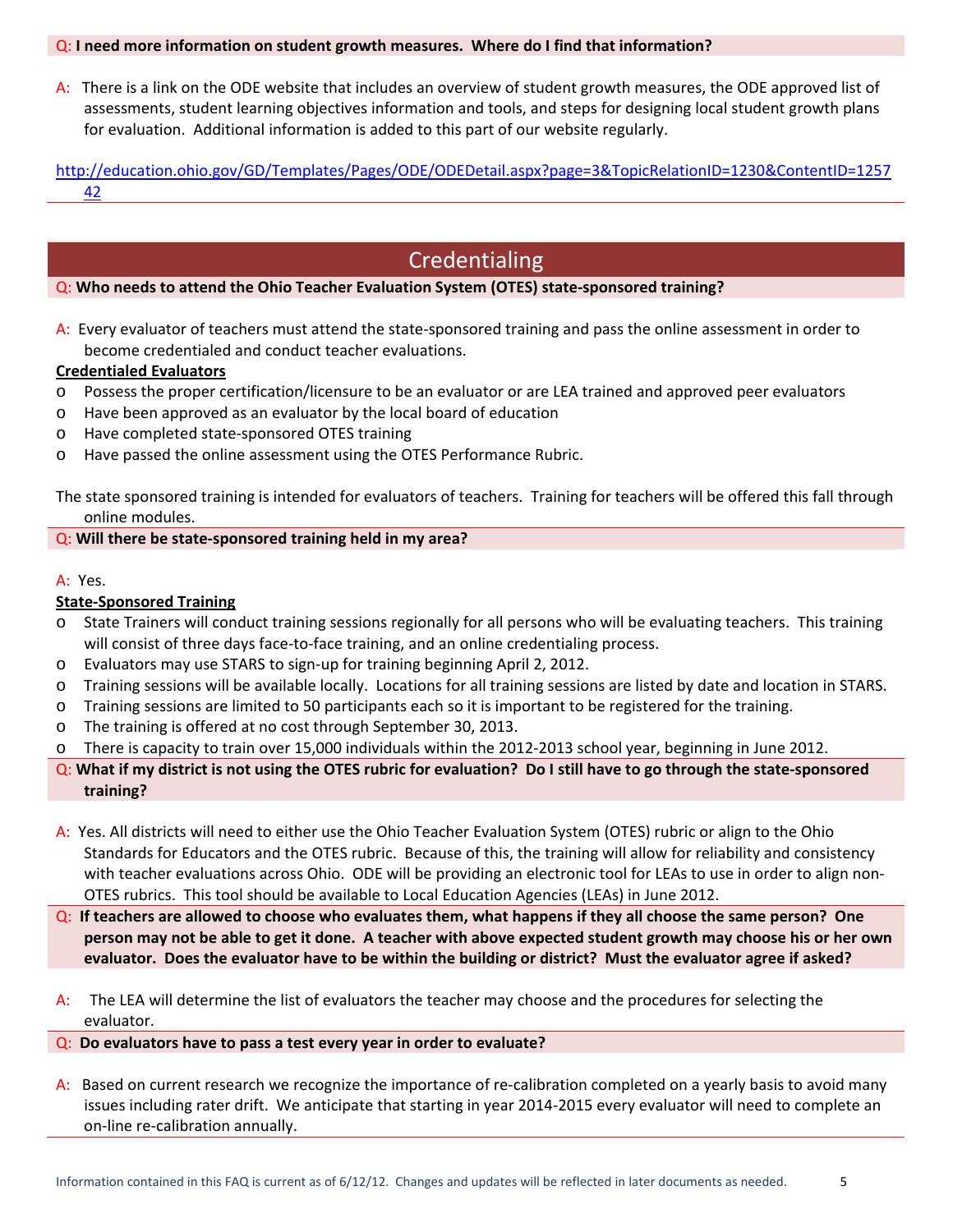**Q: I need more information on student growth measures. Where do I find that information?**

A: There is a link on the ODE website that includes an overview of student growth measures, the ODE approved list of assessments, student learning objectives information and tools, and steps for designing local student growth plans for evaluation. Additional information is added to this part of our website regularly.

http://education.ohio.gov/GD/Templates/Pages/ODE/ODEDetail.aspx?page=3&TopicRelationID=1230&ContentID=125742

## Credentialing

**Q: Who needs to attend the Ohio Teacher Evaluation System (OTES) state-sponsored training?**

A: Every evaluator of teachers must attend the state-sponsored training and pass the online assessment in order to become credentialed and conduct teacher evaluations.

**Credentialed Evaluators**

- Possess the proper certification/licensure to be an evaluator or are LEA trained and approved peer evaluators
- Have been approved as an evaluator by the local board of education
- Have completed state-sponsored OTES training
- Have passed the online assessment using the OTES Performance Rubric.

The state sponsored training is intended for evaluators of teachers. Training for teachers will be offered this fall through online modules.

**Q: Will there be state-sponsored training held in my area?**

A: Yes.

**State-Sponsored Training**

- State Trainers will conduct training sessions regionally for all persons who will be evaluating teachers. This training will consist of three days face-to-face training, and an online credentialing process.
- Evaluators may use STARS to sign-up for training beginning April 2, 2012.
- Training sessions will be available locally. Locations for all training sessions are listed by date and location in STARS.
- Training sessions are limited to 50 participants each so it is important to be registered for the training.
- The training is offered at no cost through September 30, 2013.
- There is capacity to train over 15,000 individuals within the 2012-2013 school year, beginning in June 2012.

**Q: What if my district is not using the OTES rubric for evaluation? Do I still have to go through the state-sponsored training?**

A: Yes. All districts will need to either use the Ohio Teacher Evaluation System (OTES) rubric or align to the Ohio Standards for Educators and the OTES rubric. Because of this, the training will allow for reliability and consistency with teacher evaluations across Ohio. ODE will be providing an electronic tool for LEAs to use in order to align non-OTES rubrics. This tool should be available to Local Education Agencies (LEAs) in June 2012.

**Q: If teachers are allowed to choose who evaluates them, what happens if they all choose the same person? One person may not be able to get it done. A teacher with above expected student growth may choose his or her own evaluator. Does the evaluator have to be within the building or district? Must the evaluator agree if asked?**

A: The LEA will determine the list of evaluators the teacher may choose and the procedures for selecting the evaluator.

**Q: Do evaluators have to pass a test every year in order to evaluate?**

A: Based on current research we recognize the importance of re-calibration completed on a yearly basis to avoid many issues including rater drift. We anticipate that starting in year 2014-2015 every evaluator will need to complete an on-line re-calibration annually.

Information contained in this FAQ is current as of 6/12/12. Changes and updates will be reflected in later documents as needed.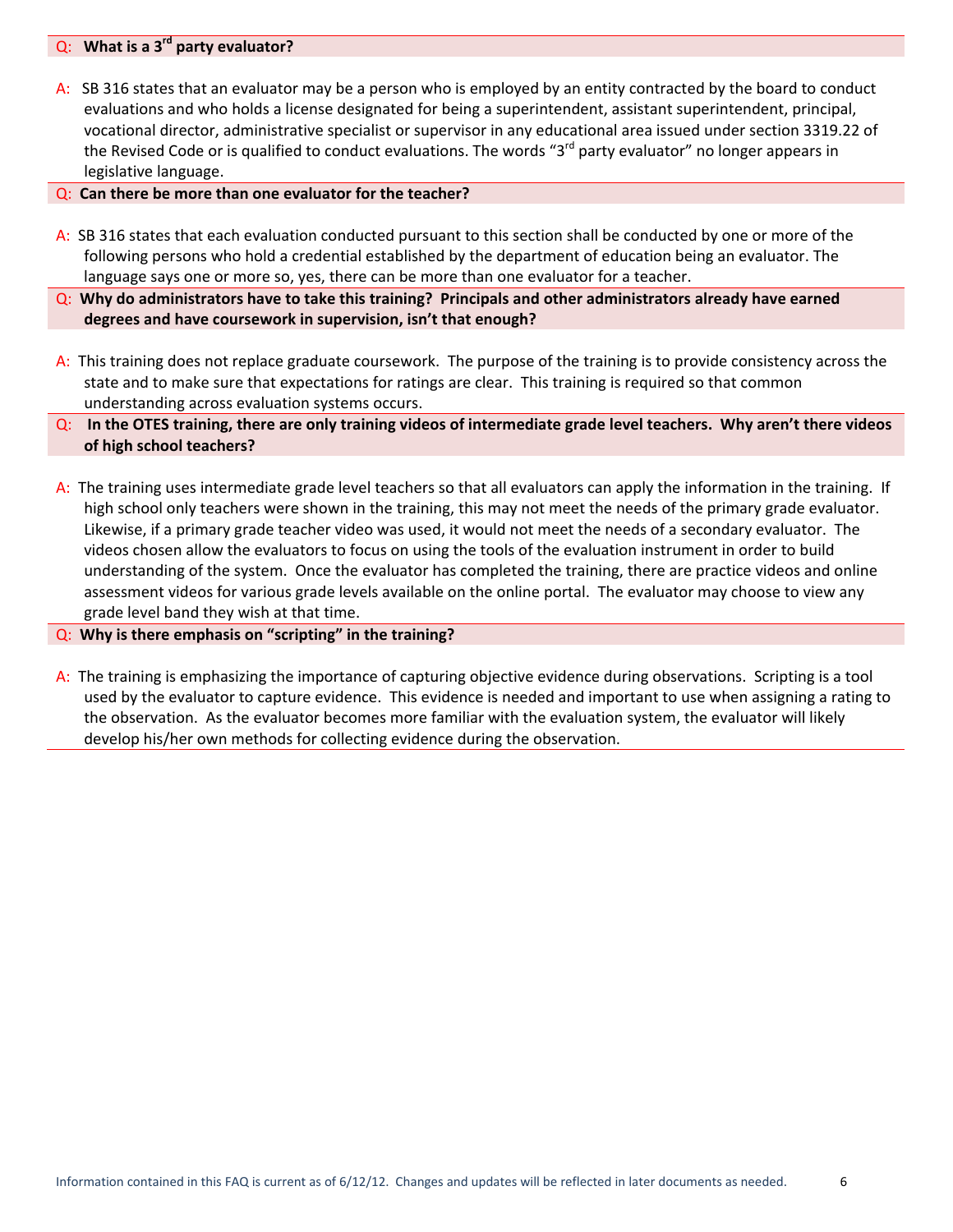**Q: What is a 3rd party evaluator?**

A: SB 316 states that an evaluator may be a person who is employed by an entity contracted by the board to conduct evaluations and who holds a license designated for being a superintendent, assistant superintendent, principal, vocational director, administrative specialist or supervisor in any educational area issued under section 3319.22 of the Revised Code or is qualified to conduct evaluations. The words "3rd party evaluator" no longer appears in legislative language.

**Q: Can there be more than one evaluator for the teacher?**

A: SB 316 states that each evaluation conducted pursuant to this section shall be conducted by one or more of the following persons who hold a credential established by the department of education being an evaluator. The language says one or more so, yes, there can be more than one evaluator for a teacher.

**Q: Why do administrators have to take this training? Principals and other administrators already have earned degrees and have coursework in supervision, isn't that enough?**

A: This training does not replace graduate coursework. The purpose of the training is to provide consistency across the state and to make sure that expectations for ratings are clear. This training is required so that common understanding across evaluation systems occurs.

**Q: In the OTES training, there are only training videos of intermediate grade level teachers. Why aren't there videos of high school teachers?**

A: The training uses intermediate grade level teachers so that all evaluators can apply the information in the training. If high school only teachers were shown in the training, this may not meet the needs of the primary grade evaluator. Likewise, if a primary grade teacher video was used, it would not meet the needs of a secondary evaluator. The videos chosen allow the evaluators to focus on using the tools of the evaluation instrument in order to build understanding of the system. Once the evaluator has completed the training, there are practice videos and online assessment videos for various grade levels available on the online portal. The evaluator may choose to view any grade level band they wish at that time.

**Q: Why is there emphasis on "scripting" in the training?**

A: The training is emphasizing the importance of capturing objective evidence during observations. Scripting is a tool used by the evaluator to capture evidence. This evidence is needed and important to use when assigning a rating to the observation. As the evaluator becomes more familiar with the evaluation system, the evaluator will likely develop his/her own methods for collecting evidence during the observation.

Information contained in this FAQ is current as of 6/12/12. Changes and updates will be reflected in later documents as needed.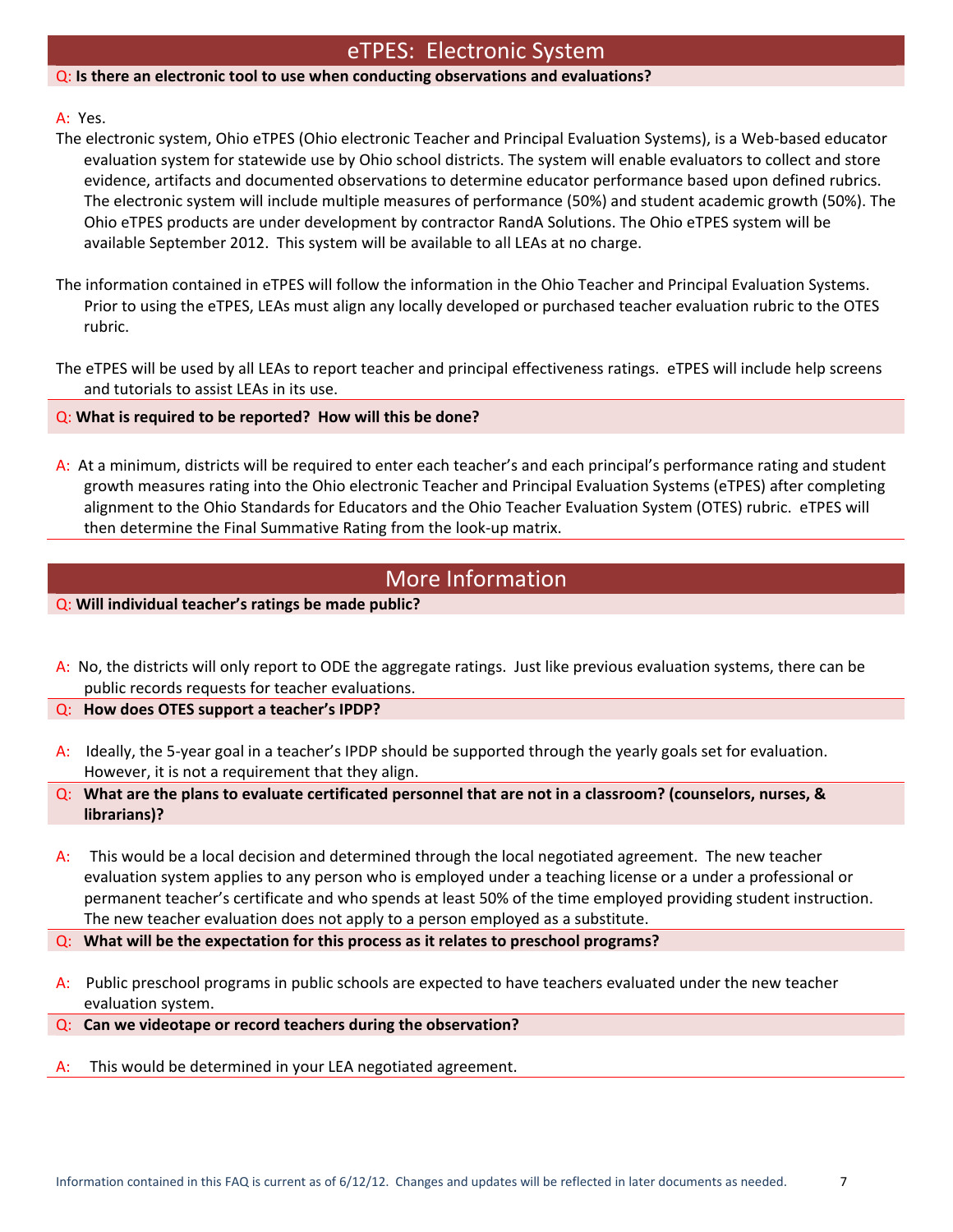## eTPES: Electronic System

Q: **Is there an electronic tool to use when conducting observations and evaluations?**

A: Yes.

The electronic system, Ohio eTPES (Ohio electronic Teacher and Principal Evaluation Systems), is a Web-based educator evaluation system for statewide use by Ohio school districts. The system will enable evaluators to collect and store evidence, artifacts and documented observations to determine educator performance based upon defined rubrics. The electronic system will include multiple measures of performance (50%) and student academic growth (50%). The Ohio eTPES products are under development by contractor RandA Solutions. The Ohio eTPES system will be available September 2012. This system will be available to all LEAs at no charge.

The information contained in eTPES will follow the information in the Ohio Teacher and Principal Evaluation Systems. Prior to using the eTPES, LEAs must align any locally developed or purchased teacher evaluation rubric to the OTES rubric.

The eTPES will be used by all LEAs to report teacher and principal effectiveness ratings. eTPES will include help screens and tutorials to assist LEAs in its use.

Q: **What is required to be reported? How will this be done?**

A: At a minimum, districts will be required to enter each teacher's and each principal's performance rating and student growth measures rating into the Ohio electronic Teacher and Principal Evaluation Systems (eTPES) after completing alignment to the Ohio Standards for Educators and the Ohio Teacher Evaluation System (OTES) rubric. eTPES will then determine the Final Summative Rating from the look-up matrix.

## More Information

Q: **Will individual teacher's ratings be made public?**

A: No, the districts will only report to ODE the aggregate ratings. Just like previous evaluation systems, there can be public records requests for teacher evaluations.

Q: **How does OTES support a teacher's IPDP?**

A: Ideally, the 5-year goal in a teacher's IPDP should be supported through the yearly goals set for evaluation. However, it is not a requirement that they align.

Q: **What are the plans to evaluate certificated personnel that are not in a classroom? (counselors, nurses, & librarians)?**

A: This would be a local decision and determined through the local negotiated agreement. The new teacher evaluation system applies to any person who is employed under a teaching license or a under a professional or permanent teacher's certificate and who spends at least 50% of the time employed providing student instruction. The new teacher evaluation does not apply to a person employed as a substitute.

Q: **What will be the expectation for this process as it relates to preschool programs?**

A: Public preschool programs in public schools are expected to have teachers evaluated under the new teacher evaluation system.

Q: **Can we videotape or record teachers during the observation?**

A: This would be determined in your LEA negotiated agreement.

Information contained in this FAQ is current as of 6/12/12. Changes and updates will be reflected in later documents as needed.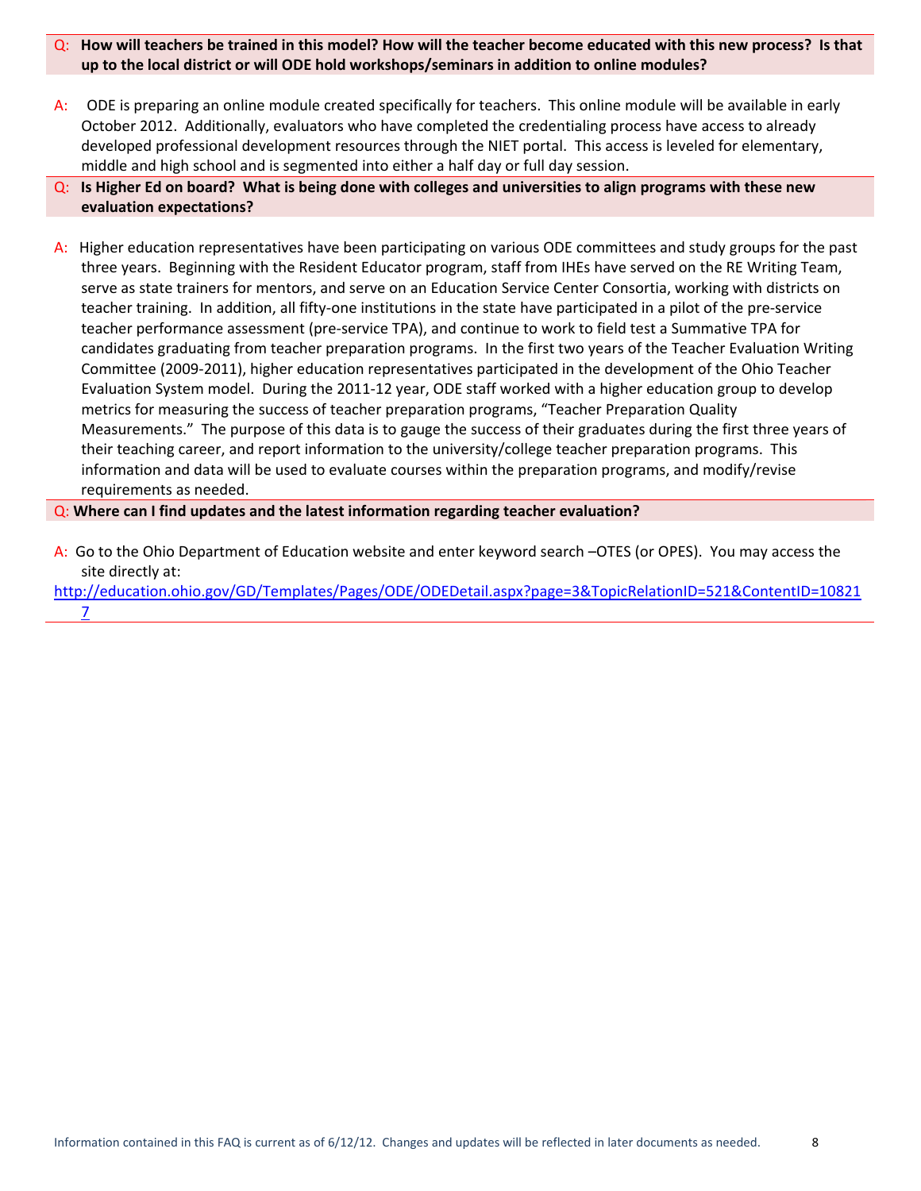**Q: How will teachers be trained in this model? How will the teacher become educated with this new process? Is that up to the local district or will ODE hold workshops/seminars in addition to online modules?**

A: ODE is preparing an online module created specifically for teachers. This online module will be available in early October 2012. Additionally, evaluators who have completed the credentialing process have access to already developed professional development resources through the NIET portal. This access is leveled for elementary, middle and high school and is segmented into either a half day or full day session.

**Q: Is Higher Ed on board? What is being done with colleges and universities to align programs with these new evaluation expectations?**

A: Higher education representatives have been participating on various ODE committees and study groups for the past three years. Beginning with the Resident Educator program, staff from IHEs have served on the RE Writing Team, serve as state trainers for mentors, and serve on an Education Service Center Consortia, working with districts on teacher training. In addition, all fifty-one institutions in the state have participated in a pilot of the pre-service teacher performance assessment (pre-service TPA), and continue to work to field test a Summative TPA for candidates graduating from teacher preparation programs. In the first two years of the Teacher Evaluation Writing Committee (2009-2011), higher education representatives participated in the development of the Ohio Teacher Evaluation System model. During the 2011-12 year, ODE staff worked with a higher education group to develop metrics for measuring the success of teacher preparation programs, "Teacher Preparation Quality Measurements." The purpose of this data is to gauge the success of their graduates during the first three years of their teaching career, and report information to the university/college teacher preparation programs. This information and data will be used to evaluate courses within the preparation programs, and modify/revise requirements as needed.

**Q: Where can I find updates and the latest information regarding teacher evaluation?**

A: Go to the Ohio Department of Education website and enter keyword search –OTES (or OPES). You may access the site directly at:

http://education.ohio.gov/GD/Templates/Pages/ODE/ODEDetail.aspx?page=3&TopicRelationID=521&ContentID=108217

Information contained in this FAQ is current as of 6/12/12. Changes and updates will be reflected in later documents as needed.